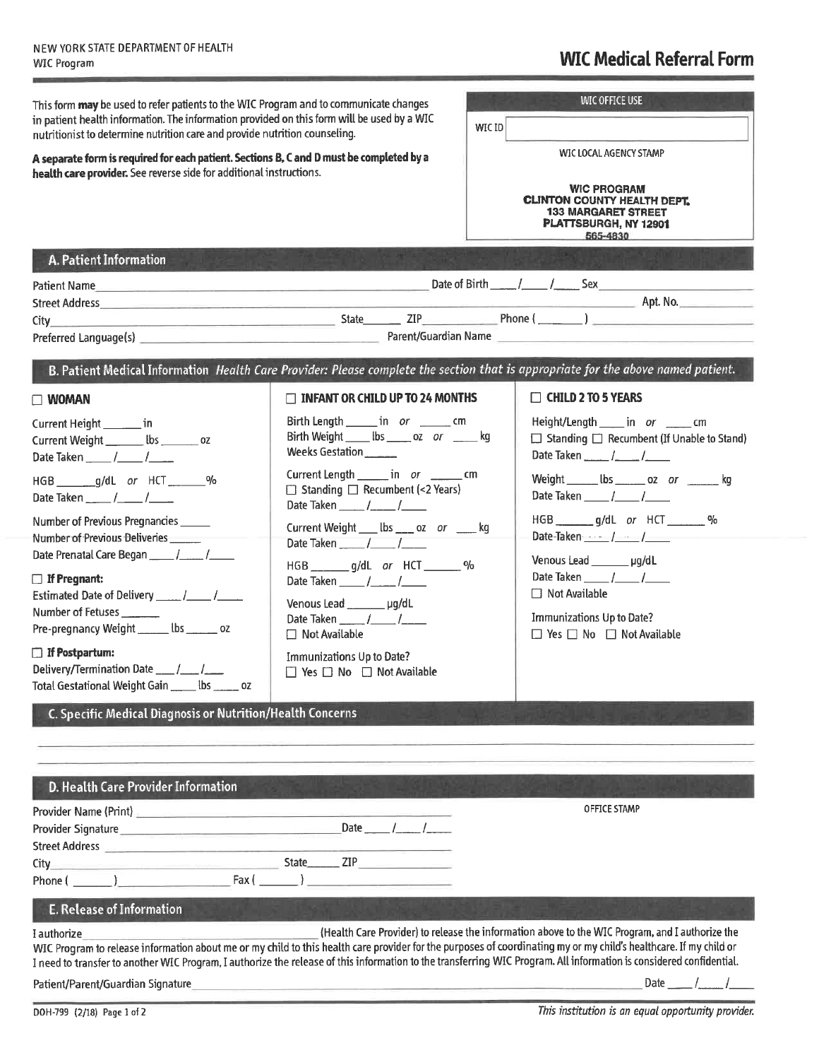NEW YORK STATE DEPARTMENT OF HEALTH
WIC Program

# WIC Medical Referral Form

This form **may** be used to refer patients to the WIC Program and to communicate changes in patient health information. The information provided on this form will be used by a WIC nutritionist to determine nutrition care and provide nutrition counseling.

**A separate form is required for each patient. Sections B, C and D must be completed by a health care provider.** See reverse side for additional instructions.

WIC OFFICE USE

WIC ID

WIC LOCAL AGENCY STAMP

**WIC PROGRAM**
**CLINTON COUNTY HEALTH DEPT.**
**133 MARGARET STREET**
**PLATTSBURGH, NY 12901**
**565-4830**

## A. Patient Information

Patient Name ______ Date of Birth ___/___/___ Sex ______

Street Address ______ Apt. No. ______

City ______ State ______ ZIP ______ Phone ( ______ ) ______

Preferred Language(s) ______ Parent/Guardian Name ______

## B. Patient Medical Information *Health Care Provider: Please complete the section that is appropriate for the above named patient.*

### ☐ WOMAN

Current Height ______ in

Current Weight ______ lbs ______ oz

Date Taken ___/___/___

HGB ______ g/dL *or* HCT ______ %

Date Taken ___/___/___

Number of Previous Pregnancies ______

Number of Previous Deliveries ______

Date Prenatal Care Began ___/___/___

☐ **If Pregnant:**

Estimated Date of Delivery ___/___/___

Number of Fetuses ______

Pre-pregnancy Weight ______ lbs ______ oz

☐ **If Postpartum:**

Delivery/Termination Date ___/___/___

Total Gestational Weight Gain ______ lbs ______ oz

### ☐ INFANT OR CHILD UP TO 24 MONTHS

Birth Length ______ in *or* ______ cm

Birth Weight ______ lbs ______ oz *or* ______ kg

Weeks Gestation ______

Current Length ______ in *or* ______ cm

☐ Standing ☐ Recumbent (<2 Years)

Date Taken ___/___/___

Current Weight ______ lbs ______ oz *or* ______ kg

Date Taken ___/___/___

HGB ______ g/dL *or* HCT ______ %

Date Taken ___/___/___

Venous Lead ______ µg/dL

Date Taken ___/___/___

☐ Not Available

Immunizations Up to Date?

☐ Yes ☐ No ☐ Not Available

### ☐ CHILD 2 TO 5 YEARS

Height/Length ______ in *or* ______ cm

☐ Standing ☐ Recumbent (If Unable to Stand)

Date Taken ___/___/___

Weight ______ lbs ______ oz *or* ______ kg

Date Taken ___/___/___

HGB ______ g/dL *or* HCT ______ %

Date Taken ___/___/___

Venous Lead ______ µg/dL

Date Taken ___/___/___

☐ Not Available

Immunizations Up to Date?

☐ Yes ☐ No ☐ Not Available

## C. Specific Medical Diagnosis or Nutrition/Health Concerns

______

______

## D. Health Care Provider Information

Provider Name (Print) ______

Provider Signature ______ Date ___/___/___

Street Address ______

City ______ State ______ ZIP ______

Phone ( ______ ) ______ Fax ( ______ ) ______

OFFICE STAMP

## E. Release of Information

I authorize ______ (Health Care Provider) to release the information above to the WIC Program, and I authorize the WIC Program to release information about me or my child to this health care provider for the purposes of coordinating my or my child's healthcare. If my child or I need to transfer to another WIC Program, I authorize the release of this information to the transferring WIC Program. All information is considered confidential.

Patient/Parent/Guardian Signature ______ Date ___/___/___

DOH-799 (2/18)

*This institution is an equal opportunity provider.*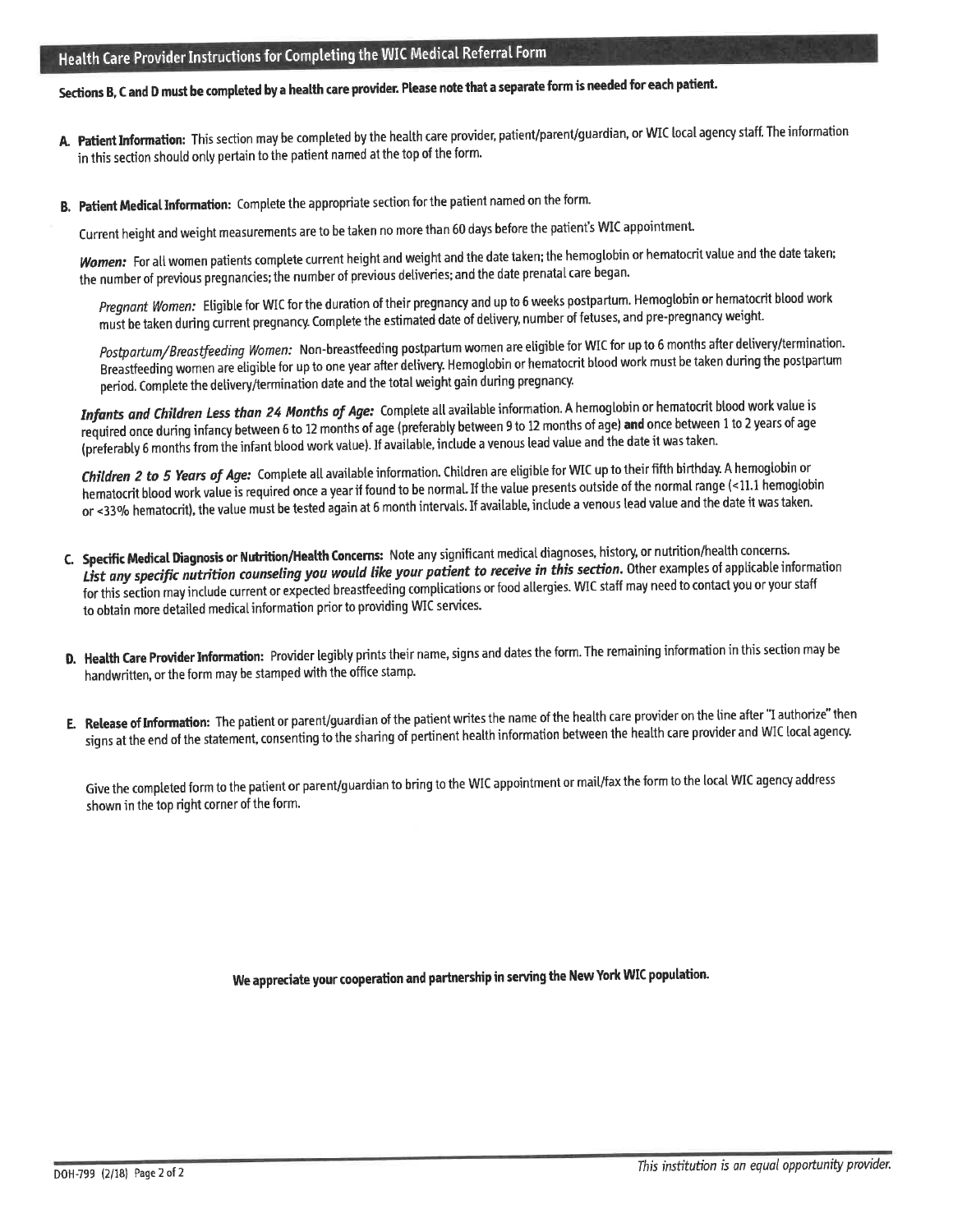## Health Care Provider Instructions for Completing the WIC Medical Referral Form

**Sections B, C and D must be completed by a health care provider. Please note that a separate form is needed for each patient.**

**A. Patient Information:** This section may be completed by the health care provider, patient/parent/guardian, or WIC local agency staff. The information in this section should only pertain to the patient named at the top of the form.

**B. Patient Medical Information:** Complete the appropriate section for the patient named on the form.

Current height and weight measurements are to be taken no more than 60 days before the patient's WIC appointment.

***Women:*** For all women patients complete current height and weight and the date taken; the hemoglobin or hematocrit value and the date taken; the number of previous pregnancies; the number of previous deliveries; and the date prenatal care began.

*Pregnant Women:* Eligible for WIC for the duration of their pregnancy and up to 6 weeks postpartum. Hemoglobin or hematocrit blood work must be taken during current pregnancy. Complete the estimated date of delivery, number of fetuses, and pre-pregnancy weight.

*Postpartum/Breastfeeding Women:* Non-breastfeeding postpartum women are eligible for WIC for up to 6 months after delivery/termination. Breastfeeding women are eligible for up to one year after delivery. Hemoglobin or hematocrit blood work must be taken during the postpartum period. Complete the delivery/termination date and the total weight gain during pregnancy.

***Infants and Children Less than 24 Months of Age:*** Complete all available information. A hemoglobin or hematocrit blood work value is required once during infancy between 6 to 12 months of age (preferably between 9 to 12 months of age) **and** once between 1 to 2 years of age (preferably 6 months from the infant blood work value). If available, include a venous lead value and the date it was taken.

***Children 2 to 5 Years of Age:*** Complete all available information. Children are eligible for WIC up to their fifth birthday. A hemoglobin or hematocrit blood work value is required once a year if found to be normal. If the value presents outside of the normal range (<11.1 hemoglobin or <33% hematocrit), the value must be tested again at 6 month intervals. If available, include a venous lead value and the date it was taken.

**C. Specific Medical Diagnosis or Nutrition/Health Concerns:** Note any significant medical diagnoses, history, or nutrition/health concerns. ***List any specific nutrition counseling you would like your patient to receive in this section.*** Other examples of applicable information for this section may include current or expected breastfeeding complications or food allergies. WIC staff may need to contact you or your staff to obtain more detailed medical information prior to providing WIC services.

**D. Health Care Provider Information:** Provider legibly prints their name, signs and dates the form. The remaining information in this section may be handwritten, or the form may be stamped with the office stamp.

**E. Release of Information:** The patient or parent/guardian of the patient writes the name of the health care provider on the line after "I authorize" then signs at the end of the statement, consenting to the sharing of pertinent health information between the health care provider and WIC local agency.

Give the completed form to the patient or parent/guardian to bring to the WIC appointment or mail/fax the form to the local WIC agency address shown in the top right corner of the form.

**We appreciate your cooperation and partnership in serving the New York WIC population.**

DOH-799 (2/18)

*This institution is an equal opportunity provider.*